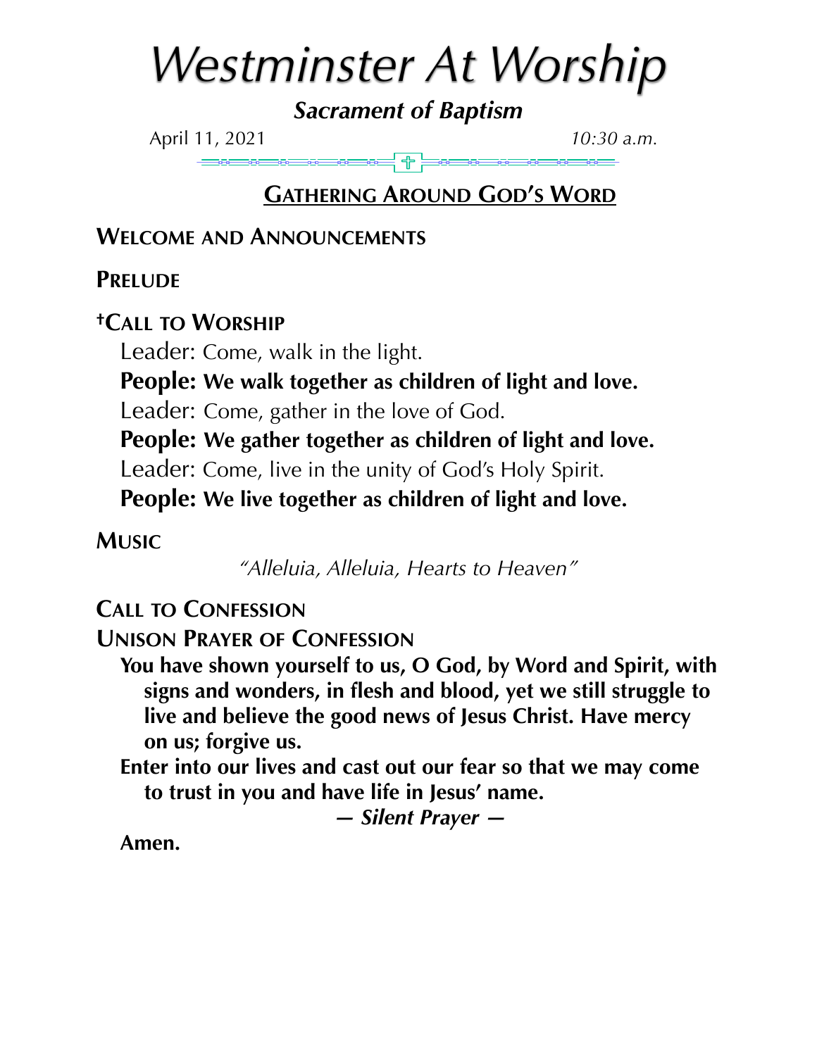# *Westminster At Worship*

***Sacrament of Baptism***

April 11, 2021 *10:30 a.m.*

## GATHERING AROUND GOD'S WORD

**WELCOME AND ANNOUNCEMENTS**

**PRELUDE**

**†CALL TO WORSHIP**

Leader: Come, walk in the light.

**People: We walk together as children of light and love.**

Leader: Come, gather in the love of God.

**People: We gather together as children of light and love.**

Leader: Come, live in the unity of God's Holy Spirit.

**People: We live together as children of light and love.**

**MUSIC**

*"Alleluia, Alleluia, Hearts to Heaven"*

**CALL TO CONFESSION**

**UNISON PRAYER OF CONFESSION**

**You have shown yourself to us, O God, by Word and Spirit, with signs and wonders, in flesh and blood, yet we still struggle to live and believe the good news of Jesus Christ. Have mercy on us; forgive us.**

**Enter into our lives and cast out our fear so that we may come to trust in you and have life in Jesus' name.**

***— Silent Prayer —***

**Amen.**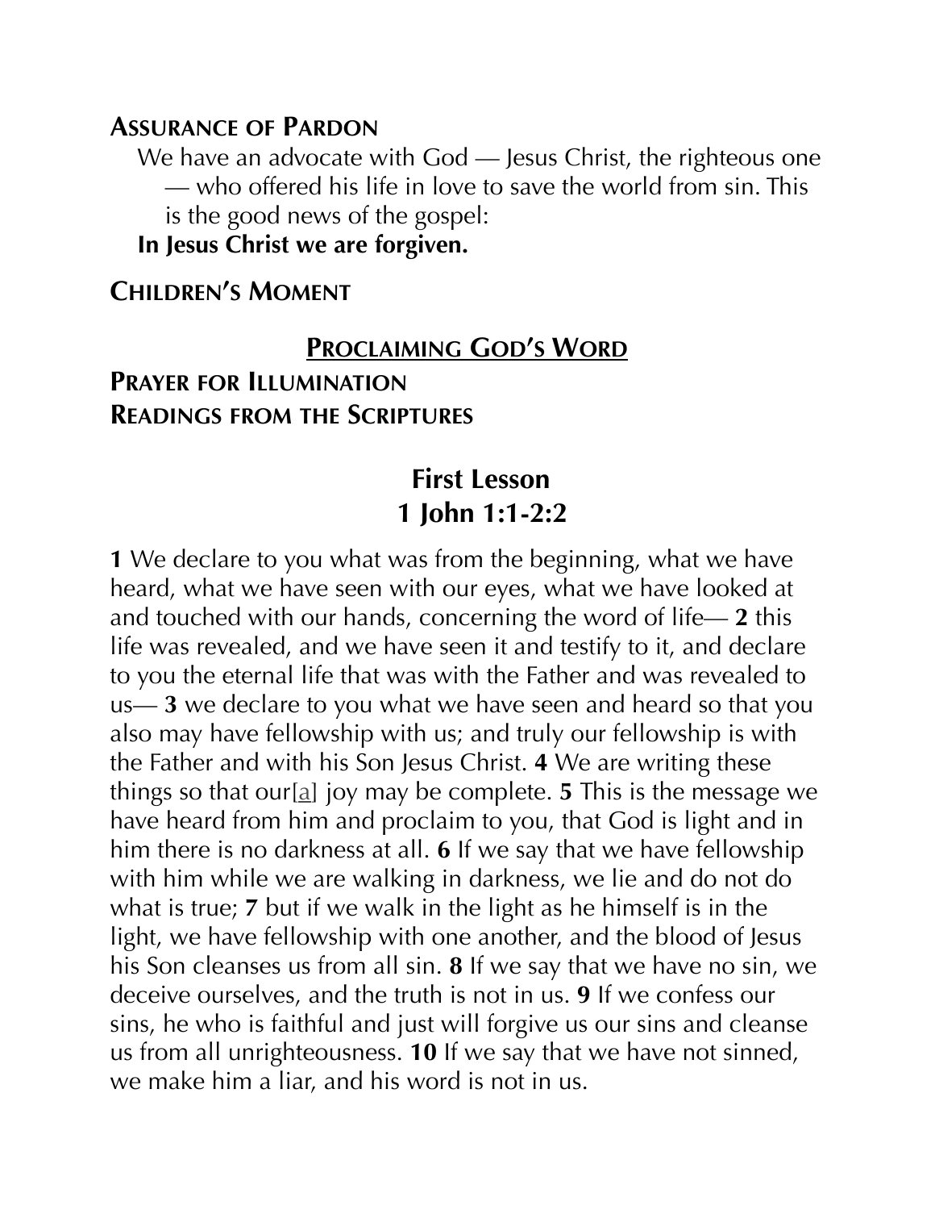**Assurance of Pardon**

We have an advocate with God — Jesus Christ, the righteous one — who offered his life in love to save the world from sin. This is the good news of the gospel:

**In Jesus Christ we are forgiven.**

**Children's Moment**

## Proclaiming God's Word

**Prayer for Illumination**
**Readings from the Scriptures**

### First Lesson
### 1 John 1:1-2:2

**1** We declare to you what was from the beginning, what we have heard, what we have seen with our eyes, what we have looked at and touched with our hands, concerning the word of life— **2** this life was revealed, and we have seen it and testify to it, and declare to you the eternal life that was with the Father and was revealed to us— **3** we declare to you what we have seen and heard so that you also may have fellowship with us; and truly our fellowship is with the Father and with his Son Jesus Christ. **4** We are writing these things so that our[a] joy may be complete. **5** This is the message we have heard from him and proclaim to you, that God is light and in him there is no darkness at all. **6** If we say that we have fellowship with him while we are walking in darkness, we lie and do not do what is true; **7** but if we walk in the light as he himself is in the light, we have fellowship with one another, and the blood of Jesus his Son cleanses us from all sin. **8** If we say that we have no sin, we deceive ourselves, and the truth is not in us. **9** If we confess our sins, he who is faithful and just will forgive us our sins and cleanse us from all unrighteousness. **10** If we say that we have not sinned, we make him a liar, and his word is not in us.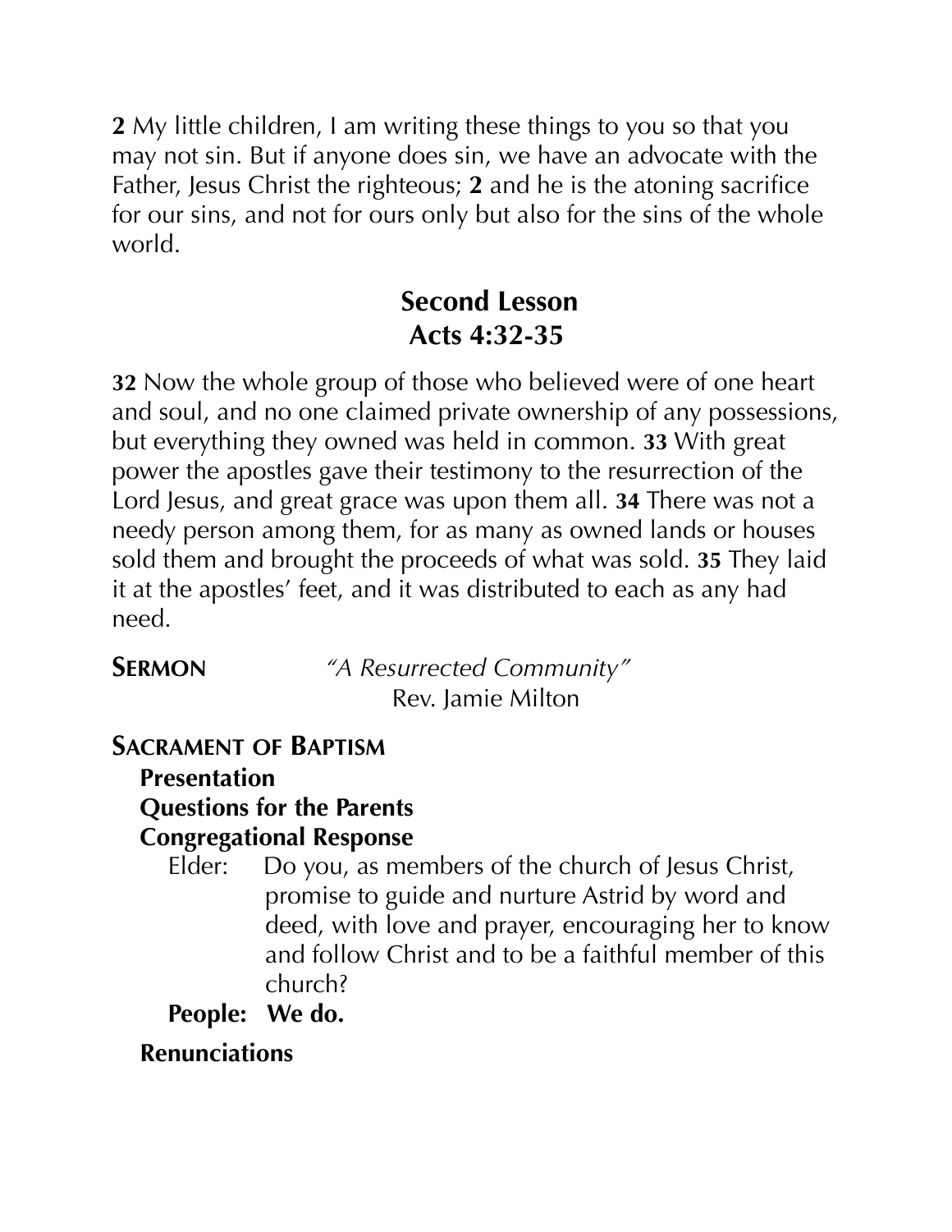**2** My little children, I am writing these things to you so that you may not sin. But if anyone does sin, we have an advocate with the Father, Jesus Christ the righteous; **2** and he is the atoning sacrifice for our sins, and not for ours only but also for the sins of the whole world.

## Second Lesson
## Acts 4:32-35

**32** Now the whole group of those who believed were of one heart and soul, and no one claimed private ownership of any possessions, but everything they owned was held in common. **33** With great power the apostles gave their testimony to the resurrection of the Lord Jesus, and great grace was upon them all. **34** There was not a needy person among them, for as many as owned lands or houses sold them and brought the proceeds of what was sold. **35** They laid it at the apostles' feet, and it was distributed to each as any had need.

**SERMON** *"A Resurrected Community"*
Rev. Jamie Milton

**SACRAMENT OF BAPTISM**

**Presentation**

**Questions for the Parents**

**Congregational Response**

Elder: Do you, as members of the church of Jesus Christ, promise to guide and nurture Astrid by word and deed, with love and prayer, encouraging her to know and follow Christ and to be a faithful member of this church?

**People: We do.**

**Renunciations**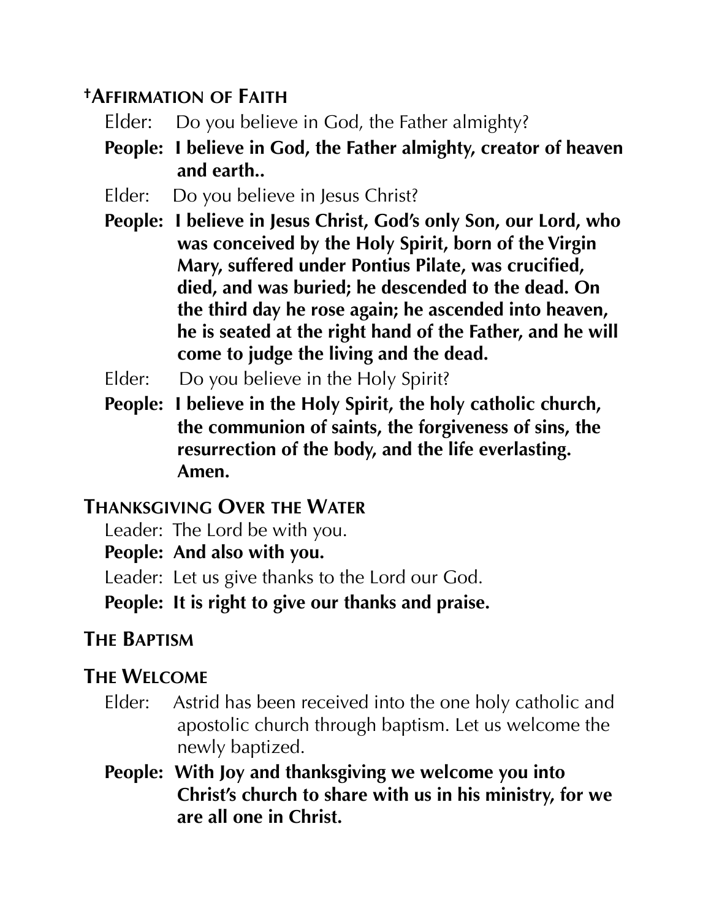## †Affirmation of Faith

Elder: Do you believe in God, the Father almighty?

**People: I believe in God, the Father almighty, creator of heaven and earth..**

Elder: Do you believe in Jesus Christ?

**People: I believe in Jesus Christ, God's only Son, our Lord, who was conceived by the Holy Spirit, born of the Virgin Mary, suffered under Pontius Pilate, was crucified, died, and was buried; he descended to the dead. On the third day he rose again; he ascended into heaven, he is seated at the right hand of the Father, and he will come to judge the living and the dead.**

Elder: Do you believe in the Holy Spirit?

**People: I believe in the Holy Spirit, the holy catholic church, the communion of saints, the forgiveness of sins, the resurrection of the body, and the life everlasting. Amen.**

## Thanksgiving Over the Water

Leader: The Lord be with you.

**People: And also with you.**

Leader: Let us give thanks to the Lord our God.

**People: It is right to give our thanks and praise.**

## The Baptism

## The Welcome

Elder: Astrid has been received into the one holy catholic and apostolic church through baptism. Let us welcome the newly baptized.

**People: With Joy and thanksgiving we welcome you into Christ's church to share with us in his ministry, for we are all one in Christ.**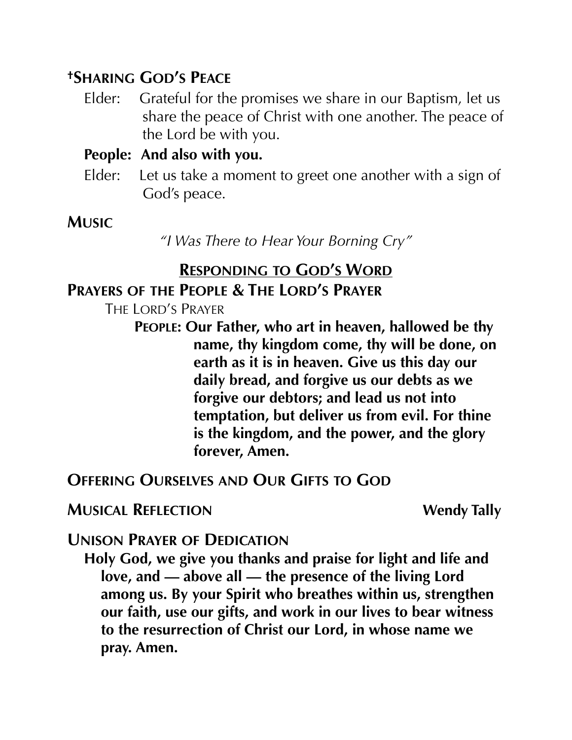**†Sharing God's Peace**

Elder: Grateful for the promises we share in our Baptism, let us share the peace of Christ with one another. The peace of the Lord be with you.

**People: And also with you.**

Elder: Let us take a moment to greet one another with a sign of God's peace.

**Music**

*"I Was There to Hear Your Borning Cry"*

## Responding to God's Word

**Prayers of the People & The Lord's Prayer**

The Lord's Prayer

**People: Our Father, who art in heaven, hallowed be thy name, thy kingdom come, thy will be done, on earth as it is in heaven. Give us this day our daily bread, and forgive us our debts as we forgive our debtors; and lead us not into temptation, but deliver us from evil. For thine is the kingdom, and the power, and the glory forever, Amen.**

**Offering Ourselves and Our Gifts to God**

**Musical Reflection** **Wendy Tally**

**Unison Prayer of Dedication**

**Holy God, we give you thanks and praise for light and life and love, and — above all — the presence of the living Lord among us. By your Spirit who breathes within us, strengthen our faith, use our gifts, and work in our lives to bear witness to the resurrection of Christ our Lord, in whose name we pray. Amen.**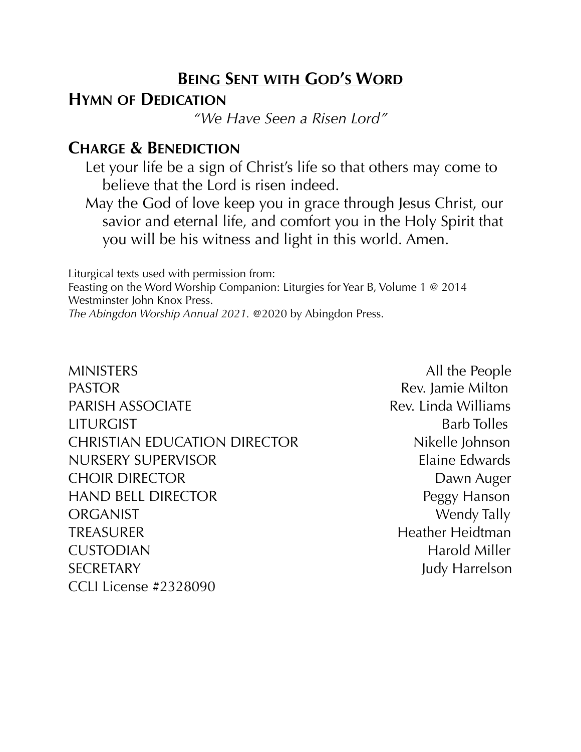## Being Sent with God's Word

### Hymn of Dedication

*"We Have Seen a Risen Lord"*

### Charge & Benediction

Let your life be a sign of Christ's life so that others may come to believe that the Lord is risen indeed.

May the God of love keep you in grace through Jesus Christ, our savior and eternal life, and comfort you in the Holy Spirit that you will be his witness and light in this world. Amen.

Liturgical texts used with permission from:
Feasting on the Word Worship Companion: Liturgies for Year B, Volume 1 @ 2014 Westminster John Knox Press.
*The Abingdon Worship Annual 2021.* @2020 by Abingdon Press.

| | |
|---|---|
| MINISTERS | All the People |
| PASTOR | Rev. Jamie Milton |
| PARISH ASSOCIATE | Rev. Linda Williams |
| LITURGIST | Barb Tolles |
| CHRISTIAN EDUCATION DIRECTOR | Nikelle Johnson |
| NURSERY SUPERVISOR | Elaine Edwards |
| CHOIR DIRECTOR | Dawn Auger |
| HAND BELL DIRECTOR | Peggy Hanson |
| ORGANIST | Wendy Tally |
| TREASURER | Heather Heidtman |
| CUSTODIAN | Harold Miller |
| SECRETARY | Judy Harrelson |

CCLI License #2328090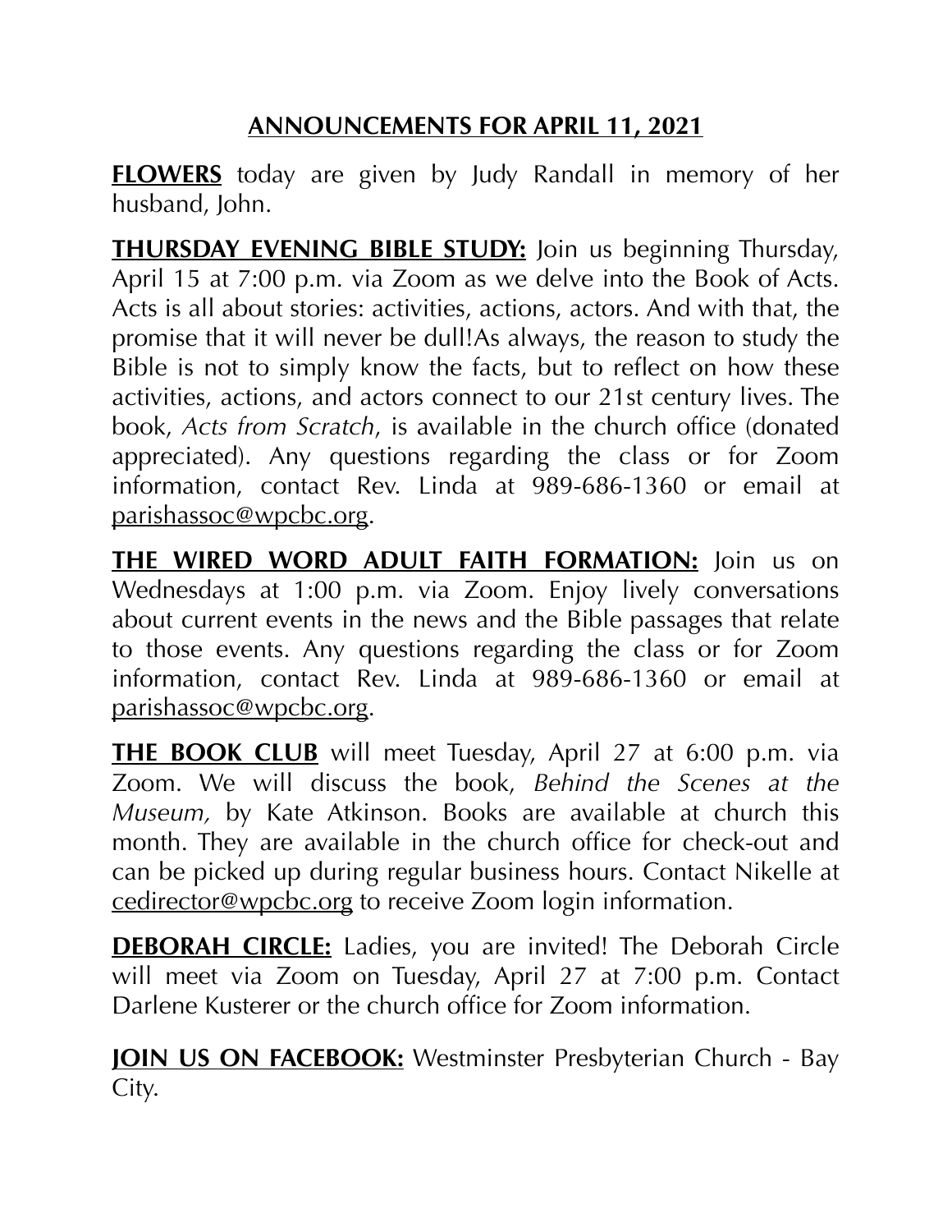## ANNOUNCEMENTS FOR APRIL 11, 2021

**FLOWERS** today are given by Judy Randall in memory of her husband, John.

**THURSDAY EVENING BIBLE STUDY:** Join us beginning Thursday, April 15 at 7:00 p.m. via Zoom as we delve into the Book of Acts. Acts is all about stories: activities, actions, actors. And with that, the promise that it will never be dull!As always, the reason to study the Bible is not to simply know the facts, but to reflect on how these activities, actions, and actors connect to our 21st century lives. The book, *Acts from Scratch*, is available in the church office (donated appreciated). Any questions regarding the class or for Zoom information, contact Rev. Linda at 989-686-1360 or email at parishassoc@wpcbc.org.

**THE WIRED WORD ADULT FAITH FORMATION:** Join us on Wednesdays at 1:00 p.m. via Zoom. Enjoy lively conversations about current events in the news and the Bible passages that relate to those events. Any questions regarding the class or for Zoom information, contact Rev. Linda at 989-686-1360 or email at parishassoc@wpcbc.org.

**THE BOOK CLUB** will meet Tuesday, April 27 at 6:00 p.m. via Zoom. We will discuss the book, *Behind the Scenes at the Museum,* by Kate Atkinson. Books are available at church this month. They are available in the church office for check-out and can be picked up during regular business hours. Contact Nikelle at cedirector@wpcbc.org to receive Zoom login information.

**DEBORAH CIRCLE:** Ladies, you are invited! The Deborah Circle will meet via Zoom on Tuesday, April 27 at 7:00 p.m. Contact Darlene Kusterer or the church office for Zoom information.

**JOIN US ON FACEBOOK:** Westminster Presbyterian Church - Bay City.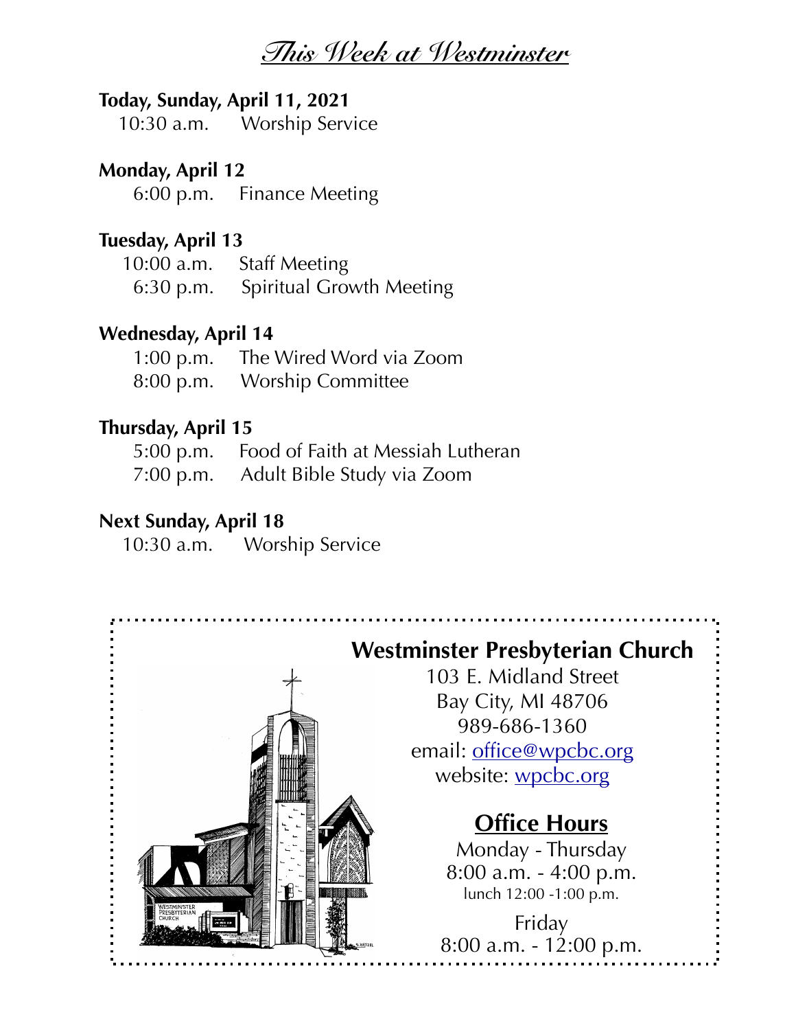# This Week at Westminster

**Today, Sunday, April 11, 2021**

10:30 a.m. Worship Service

**Monday, April 12**

6:00 p.m. Finance Meeting

**Tuesday, April 13**

10:00 a.m. Staff Meeting

6:30 p.m. Spiritual Growth Meeting

**Wednesday, April 14**

1:00 p.m. The Wired Word via Zoom

8:00 p.m. Worship Committee

**Thursday, April 15**

5:00 p.m. Food of Faith at Messiah Lutheran

7:00 p.m. Adult Bible Study via Zoom

**Next Sunday, April 18**

10:30 a.m. Worship Service

## Westminster Presbyterian Church

103 E. Midland Street
Bay City, MI 48706
989-686-1360
email: office@wpcbc.org
website: wpcbc.org

### Office Hours

Monday - Thursday
8:00 a.m. - 4:00 p.m.
lunch 12:00 -1:00 p.m.

Friday
8:00 a.m. - 12:00 p.m.